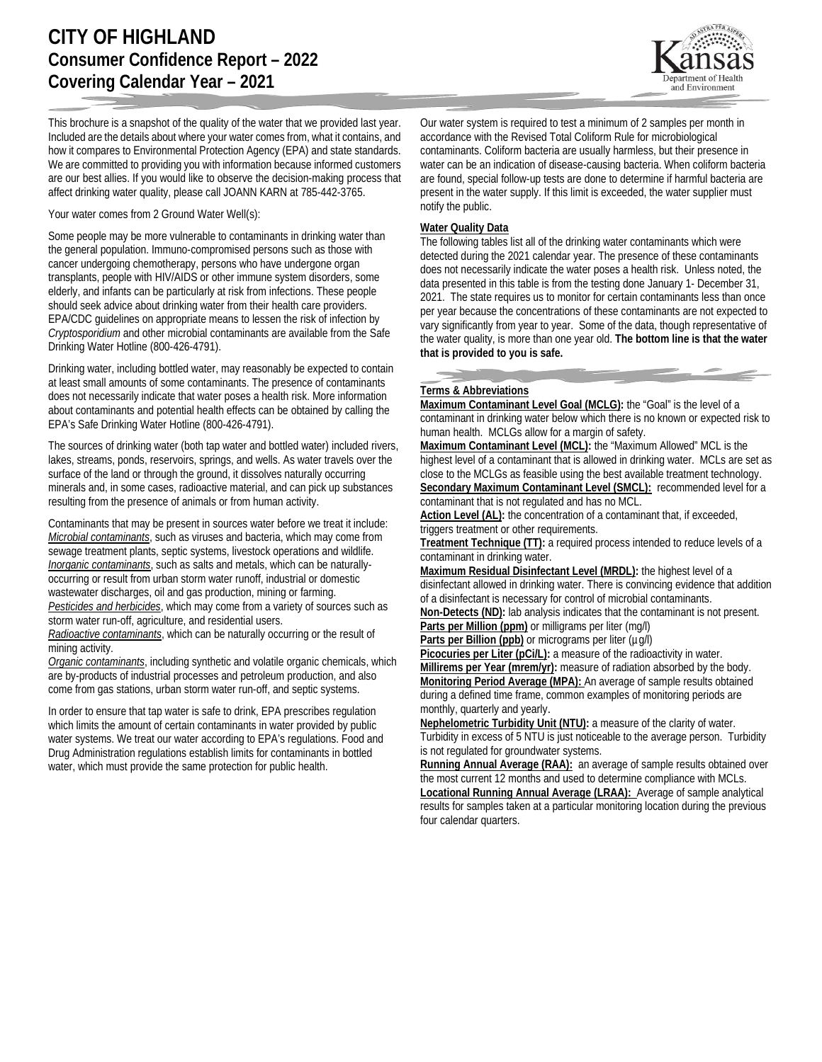# CITY OF HIGHLAND
## Consumer Confidence Report – 2022
## Covering Calendar Year – 2021

This brochure is a snapshot of the quality of the water that we provided last year. Included are the details about where your water comes from, what it contains, and how it compares to Environmental Protection Agency (EPA) and state standards. We are committed to providing you with information because informed customers are our best allies. If you would like to observe the decision-making process that affect drinking water quality, please call JOANN KARN at 785-442-3765.

Your water comes from 2 Ground Water Well(s):

Some people may be more vulnerable to contaminants in drinking water than the general population. Immuno-compromised persons such as those with cancer undergoing chemotherapy, persons who have undergone organ transplants, people with HIV/AIDS or other immune system disorders, some elderly, and infants can be particularly at risk from infections. These people should seek advice about drinking water from their health care providers. EPA/CDC guidelines on appropriate means to lessen the risk of infection by *Cryptosporidium* and other microbial contaminants are available from the Safe Drinking Water Hotline (800-426-4791).

Drinking water, including bottled water, may reasonably be expected to contain at least small amounts of some contaminants. The presence of contaminants does not necessarily indicate that water poses a health risk. More information about contaminants and potential health effects can be obtained by calling the EPA's Safe Drinking Water Hotline (800-426-4791).

The sources of drinking water (both tap water and bottled water) included rivers, lakes, streams, ponds, reservoirs, springs, and wells. As water travels over the surface of the land or through the ground, it dissolves naturally occurring minerals and, in some cases, radioactive material, and can pick up substances resulting from the presence of animals or from human activity.

Contaminants that may be present in sources water before we treat it include:
*Microbial contaminants*, such as viruses and bacteria, which may come from sewage treatment plants, septic systems, livestock operations and wildlife.
*Inorganic contaminants*, such as salts and metals, which can be naturally-occurring or result from urban storm water runoff, industrial or domestic wastewater discharges, oil and gas production, mining or farming.
*Pesticides and herbicides*, which may come from a variety of sources such as storm water run-off, agriculture, and residential users.
*Radioactive contaminants*, which can be naturally occurring or the result of mining activity.
*Organic contaminants*, including synthetic and volatile organic chemicals, which are by-products of industrial processes and petroleum production, and also come from gas stations, urban storm water run-off, and septic systems.

In order to ensure that tap water is safe to drink, EPA prescribes regulation which limits the amount of certain contaminants in water provided by public water systems. We treat our water according to EPA's regulations. Food and Drug Administration regulations establish limits for contaminants in bottled water, which must provide the same protection for public health.

Our water system is required to test a minimum of 2 samples per month in accordance with the Revised Total Coliform Rule for microbiological contaminants. Coliform bacteria are usually harmless, but their presence in water can be an indication of disease-causing bacteria. When coliform bacteria are found, special follow-up tests are done to determine if harmful bacteria are present in the water supply. If this limit is exceeded, the water supplier must notify the public.

**Water Quality Data**

The following tables list all of the drinking water contaminants which were detected during the 2021 calendar year. The presence of these contaminants does not necessarily indicate the water poses a health risk. Unless noted, the data presented in this table is from the testing done January 1- December 31, 2021. The state requires us to monitor for certain contaminants less than once per year because the concentrations of these contaminants are not expected to vary significantly from year to year. Some of the data, though representative of the water quality, is more than one year old. **The bottom line is that the water that is provided to you is safe.**

**Terms & Abbreviations**

**Maximum Contaminant Level Goal (MCLG):** the "Goal" is the level of a contaminant in drinking water below which there is no known or expected risk to human health. MCLGs allow for a margin of safety.
**Maximum Contaminant Level (MCL):** the "Maximum Allowed" MCL is the highest level of a contaminant that is allowed in drinking water. MCLs are set as close to the MCLGs as feasible using the best available treatment technology.
**Secondary Maximum Contaminant Level (SMCL):** recommended level for a contaminant that is not regulated and has no MCL.
**Action Level (AL):** the concentration of a contaminant that, if exceeded, triggers treatment or other requirements.
**Treatment Technique (TT):** a required process intended to reduce levels of a contaminant in drinking water.
**Maximum Residual Disinfectant Level (MRDL):** the highest level of a disinfectant allowed in drinking water. There is convincing evidence that addition of a disinfectant is necessary for control of microbial contaminants.
**Non-Detects (ND):** lab analysis indicates that the contaminant is not present.
**Parts per Million (ppm)** or milligrams per liter (mg/l)
**Parts per Billion (ppb)** or micrograms per liter (µg/l)
**Picocuries per Liter (pCi/L):** a measure of the radioactivity in water.
**Millirems per Year (mrem/yr):** measure of radiation absorbed by the body.
**Monitoring Period Average (MPA):** An average of sample results obtained during a defined time frame, common examples of monitoring periods are monthly, quarterly and yearly.
**Nephelometric Turbidity Unit (NTU):** a measure of the clarity of water. Turbidity in excess of 5 NTU is just noticeable to the average person. Turbidity is not regulated for groundwater systems.
**Running Annual Average (RAA):** an average of sample results obtained over the most current 12 months and used to determine compliance with MCLs.
**Locational Running Annual Average (LRAA):** Average of sample analytical results for samples taken at a particular monitoring location during the previous four calendar quarters.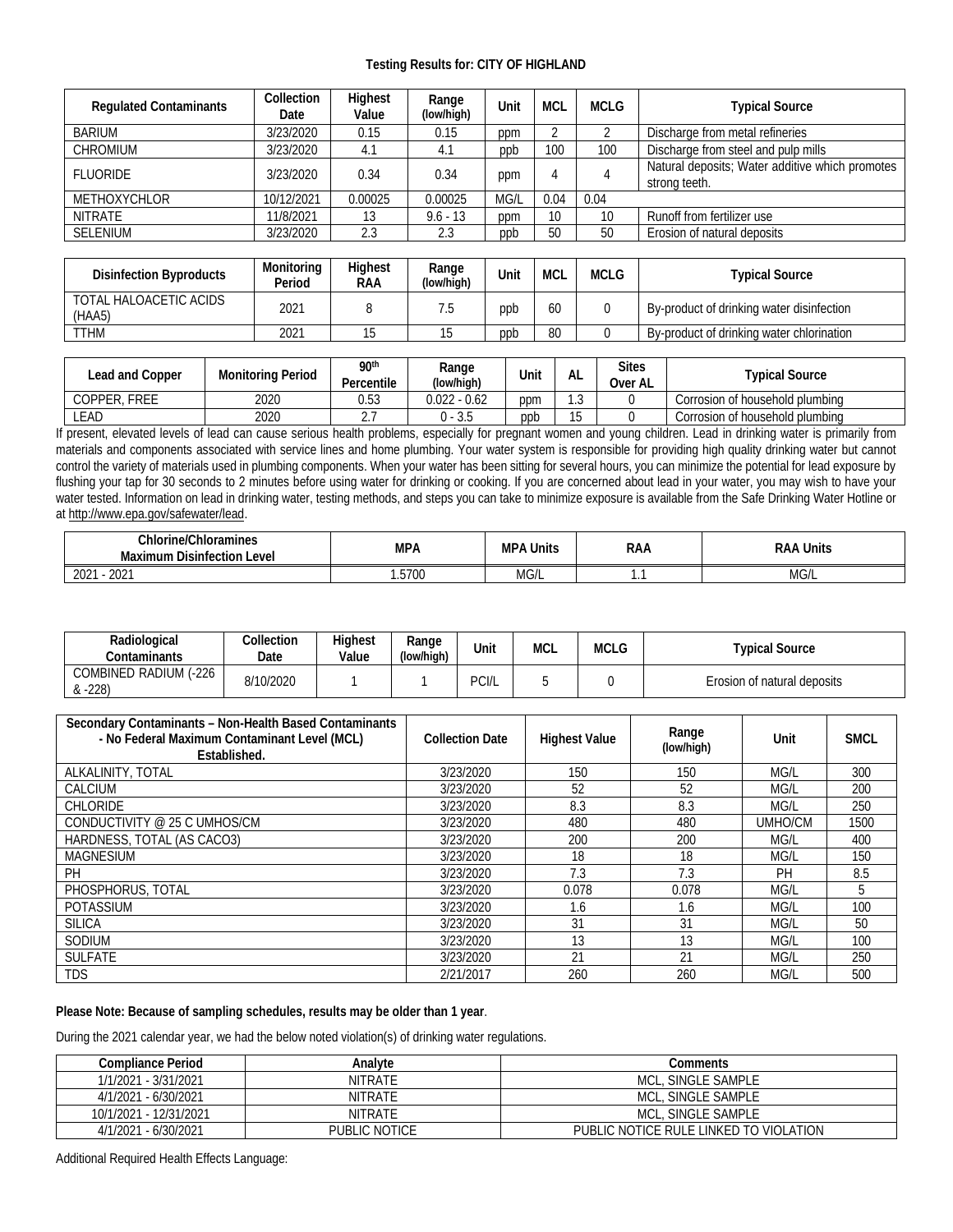**Testing Results for: CITY OF HIGHLAND**

| Regulated Contaminants | Collection Date | Highest Value | Range (low/high) | Unit | MCL | MCLG | Typical Source |
|---|---|---|---|---|---|---|---|
| BARIUM | 3/23/2020 | 0.15 | 0.15 | ppm | 2 | 2 | Discharge from metal refineries |
| CHROMIUM | 3/23/2020 | 4.1 | 4.1 | ppb | 100 | 100 | Discharge from steel and pulp mills |
| FLUORIDE | 3/23/2020 | 0.34 | 0.34 | ppm | 4 | 4 | Natural deposits; Water additive which promotes strong teeth. |
| METHOXYCHLOR | 10/12/2021 | 0.00025 | 0.00025 | MG/L | 0.04 | 0.04 | |
| NITRATE | 11/8/2021 | 13 | 9.6 - 13 | ppm | 10 | 10 | Runoff from fertilizer use |
| SELENIUM | 3/23/2020 | 2.3 | 2.3 | ppb | 50 | 50 | Erosion of natural deposits |

| Disinfection Byproducts | Monitoring Period | Highest RAA | Range (low/high) | Unit | MCL | MCLG | Typical Source |
|---|---|---|---|---|---|---|---|
| TOTAL HALOACETIC ACIDS (HAA5) | 2021 | 8 | 7.5 | ppb | 60 | 0 | By-product of drinking water disinfection |
| TTHM | 2021 | 15 | 15 | ppb | 80 | 0 | By-product of drinking water chlorination |

| Lead and Copper | Monitoring Period | 90th Percentile | Range (low/high) | Unit | AL | Sites Over AL | Typical Source |
|---|---|---|---|---|---|---|---|
| COPPER, FREE | 2020 | 0.53 | 0.022 - 0.62 | ppm | 1.3 | 0 | Corrosion of household plumbing |
| LEAD | 2020 | 2.7 | 0 - 3.5 | ppb | 15 | 0 | Corrosion of household plumbing |

If present, elevated levels of lead can cause serious health problems, especially for pregnant women and young children. Lead in drinking water is primarily from materials and components associated with service lines and home plumbing. Your water system is responsible for providing high quality drinking water but cannot control the variety of materials used in plumbing components. When your water has been sitting for several hours, you can minimize the potential for lead exposure by flushing your tap for 30 seconds to 2 minutes before using water for drinking or cooking. If you are concerned about lead in your water, you may wish to have your water tested. Information on lead in drinking water, testing methods, and steps you can take to minimize exposure is available from the Safe Drinking Water Hotline or at http://www.epa.gov/safewater/lead.

| Chlorine/Chloramines Maximum Disinfection Level | MPA | MPA Units | RAA | RAA Units |
|---|---|---|---|---|
| 2021 - 2021 | 1.5700 | MG/L | 1.1 | MG/L |

| Radiological Contaminants | Collection Date | Highest Value | Range (low/high) | Unit | MCL | MCLG | Typical Source |
|---|---|---|---|---|---|---|---|
| COMBINED RADIUM (-226 & -228) | 8/10/2020 | 1 | 1 | PCI/L | 5 | 0 | Erosion of natural deposits |

| Secondary Contaminants – Non-Health Based Contaminants - No Federal Maximum Contaminant Level (MCL) Established. | Collection Date | Highest Value | Range (low/high) | Unit | SMCL |
|---|---|---|---|---|---|
| ALKALINITY, TOTAL | 3/23/2020 | 150 | 150 | MG/L | 300 |
| CALCIUM | 3/23/2020 | 52 | 52 | MG/L | 200 |
| CHLORIDE | 3/23/2020 | 8.3 | 8.3 | MG/L | 250 |
| CONDUCTIVITY @ 25 C UMHOS/CM | 3/23/2020 | 480 | 480 | UMHO/CM | 1500 |
| HARDNESS, TOTAL (AS CACO3) | 3/23/2020 | 200 | 200 | MG/L | 400 |
| MAGNESIUM | 3/23/2020 | 18 | 18 | MG/L | 150 |
| PH | 3/23/2020 | 7.3 | 7.3 | PH | 8.5 |
| PHOSPHORUS, TOTAL | 3/23/2020 | 0.078 | 0.078 | MG/L | 5 |
| POTASSIUM | 3/23/2020 | 1.6 | 1.6 | MG/L | 100 |
| SILICA | 3/23/2020 | 31 | 31 | MG/L | 50 |
| SODIUM | 3/23/2020 | 13 | 13 | MG/L | 100 |
| SULFATE | 3/23/2020 | 21 | 21 | MG/L | 250 |
| TDS | 2/21/2017 | 260 | 260 | MG/L | 500 |

**Please Note: Because of sampling schedules, results may be older than 1 year**.

During the 2021 calendar year, we had the below noted violation(s) of drinking water regulations.

| Compliance Period | Analyte | Comments |
|---|---|---|
| 1/1/2021 - 3/31/2021 | NITRATE | MCL, SINGLE SAMPLE |
| 4/1/2021 - 6/30/2021 | NITRATE | MCL, SINGLE SAMPLE |
| 10/1/2021 - 12/31/2021 | NITRATE | MCL, SINGLE SAMPLE |
| 4/1/2021 - 6/30/2021 | PUBLIC NOTICE | PUBLIC NOTICE RULE LINKED TO VIOLATION |

Additional Required Health Effects Language: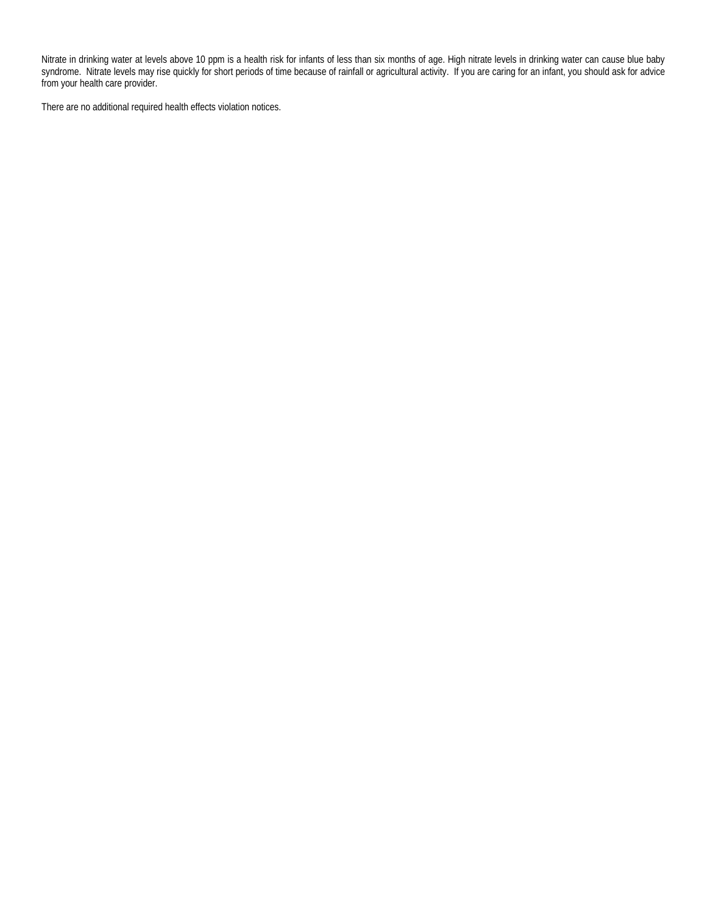Nitrate in drinking water at levels above 10 ppm is a health risk for infants of less than six months of age. High nitrate levels in drinking water can cause blue baby syndrome. Nitrate levels may rise quickly for short periods of time because of rainfall or agricultural activity. If you are caring for an infant, you should ask for advice from your health care provider.

There are no additional required health effects violation notices.